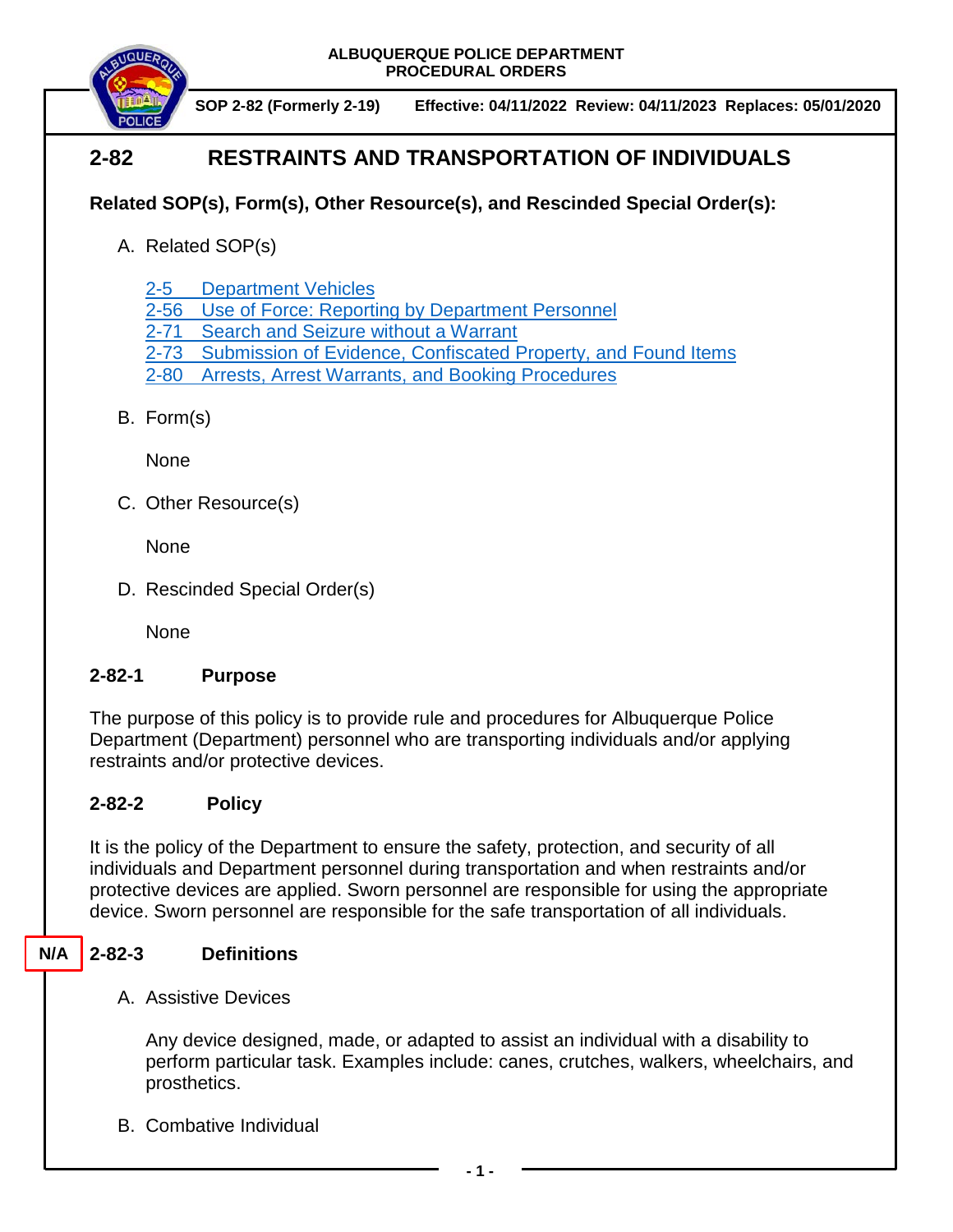**ALBUQUERQUE POLICE DEPARTMENT**
**PROCEDURAL ORDERS**

**SOP 2-82 (Formerly 2-19)** **Effective: 04/11/2022 Review: 04/11/2023 Replaces: 05/01/2020**

# 2-82 RESTRAINTS AND TRANSPORTATION OF INDIVIDUALS

**Related SOP(s), Form(s), Other Resource(s), and Rescinded Special Order(s):**

A. Related SOP(s)

2-5 Department Vehicles
2-56 Use of Force: Reporting by Department Personnel
2-71 Search and Seizure without a Warrant
2-73 Submission of Evidence, Confiscated Property, and Found Items
2-80 Arrests, Arrest Warrants, and Booking Procedures

B. Form(s)

None

C. Other Resource(s)

None

D. Rescinded Special Order(s)

None

## 2-82-1 Purpose

The purpose of this policy is to provide rule and procedures for Albuquerque Police Department (Department) personnel who are transporting individuals and/or applying restraints and/or protective devices.

## 2-82-2 Policy

It is the policy of the Department to ensure the safety, protection, and security of all individuals and Department personnel during transportation and when restraints and/or protective devices are applied. Sworn personnel are responsible for using the appropriate device. Sworn personnel are responsible for the safe transportation of all individuals.

## N/A 2-82-3 Definitions

A. Assistive Devices

Any device designed, made, or adapted to assist an individual with a disability to perform particular task. Examples include: canes, crutches, walkers, wheelchairs, and prosthetics.

B. Combative Individual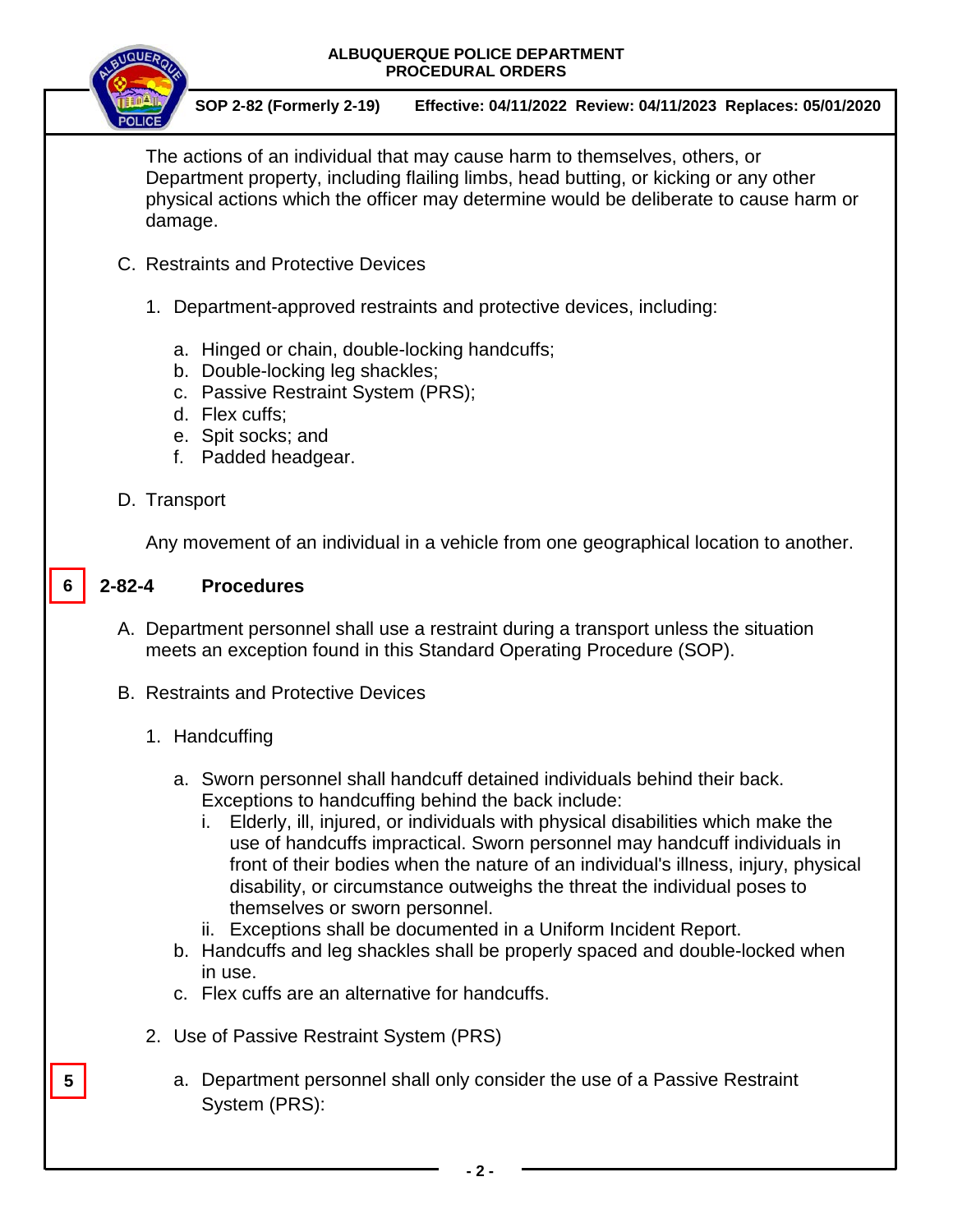The actions of an individual that may cause harm to themselves, others, or Department property, including flailing limbs, head butting, or kicking or any other physical actions which the officer may determine would be deliberate to cause harm or damage.

C. Restraints and Protective Devices

1. Department-approved restraints and protective devices, including:

   a. Hinged or chain, double-locking handcuffs;
   b. Double-locking leg shackles;
   c. Passive Restraint System (PRS);
   d. Flex cuffs;
   e. Spit socks; and
   f. Padded headgear.

D. Transport

Any movement of an individual in a vehicle from one geographical location to another.

6

## 2-82-4 Procedures

A. Department personnel shall use a restraint during a transport unless the situation meets an exception found in this Standard Operating Procedure (SOP).

B. Restraints and Protective Devices

1. Handcuffing

   a. Sworn personnel shall handcuff detained individuals behind their back. Exceptions to handcuffing behind the back include:
      i. Elderly, ill, injured, or individuals with physical disabilities which make the use of handcuffs impractical. Sworn personnel may handcuff individuals in front of their bodies when the nature of an individual's illness, injury, physical disability, or circumstance outweighs the threat the individual poses to themselves or sworn personnel.
      ii. Exceptions shall be documented in a Uniform Incident Report.
   b. Handcuffs and leg shackles shall be properly spaced and double-locked when in use.
   c. Flex cuffs are an alternative for handcuffs.

2. Use of Passive Restraint System (PRS)

5

   a. Department personnel shall only consider the use of a Passive Restraint System (PRS):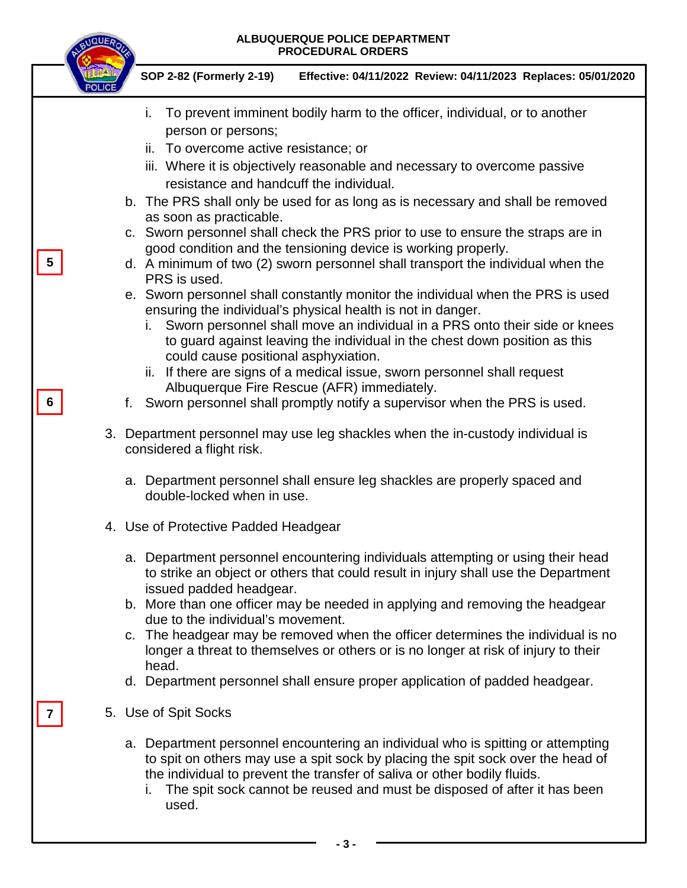i. To prevent imminent bodily harm to the officer, individual, or to another person or persons;
ii. To overcome active resistance; or
iii. Where it is objectively reasonable and necessary to overcome passive resistance and handcuff the individual.

b. The PRS shall only be used for as long as is necessary and shall be removed as soon as practicable.

c. Sworn personnel shall check the PRS prior to use to ensure the straps are in good condition and the tensioning device is working properly.

5

d. A minimum of two (2) sworn personnel shall transport the individual when the PRS is used.

e. Sworn personnel shall constantly monitor the individual when the PRS is used ensuring the individual's physical health is not in danger.
   i. Sworn personnel shall move an individual in a PRS onto their side or knees to guard against leaving the individual in the chest down position as this could cause positional asphyxiation.
   ii. If there are signs of a medical issue, sworn personnel shall request Albuquerque Fire Rescue (AFR) immediately.

6

f. Sworn personnel shall promptly notify a supervisor when the PRS is used.

3. Department personnel may use leg shackles when the in-custody individual is considered a flight risk.

   a. Department personnel shall ensure leg shackles are properly spaced and double-locked when in use.

4. Use of Protective Padded Headgear

   a. Department personnel encountering individuals attempting or using their head to strike an object or others that could result in injury shall use the Department issued padded headgear.
   b. More than one officer may be needed in applying and removing the headgear due to the individual's movement.
   c. The headgear may be removed when the officer determines the individual is no longer a threat to themselves or others or is no longer at risk of injury to their head.
   d. Department personnel shall ensure proper application of padded headgear.

7

5. Use of Spit Socks

   a. Department personnel encountering an individual who is spitting or attempting to spit on others may use a spit sock by placing the spit sock over the head of the individual to prevent the transfer of saliva or other bodily fluids.
      i. The spit sock cannot be reused and must be disposed of after it has been used.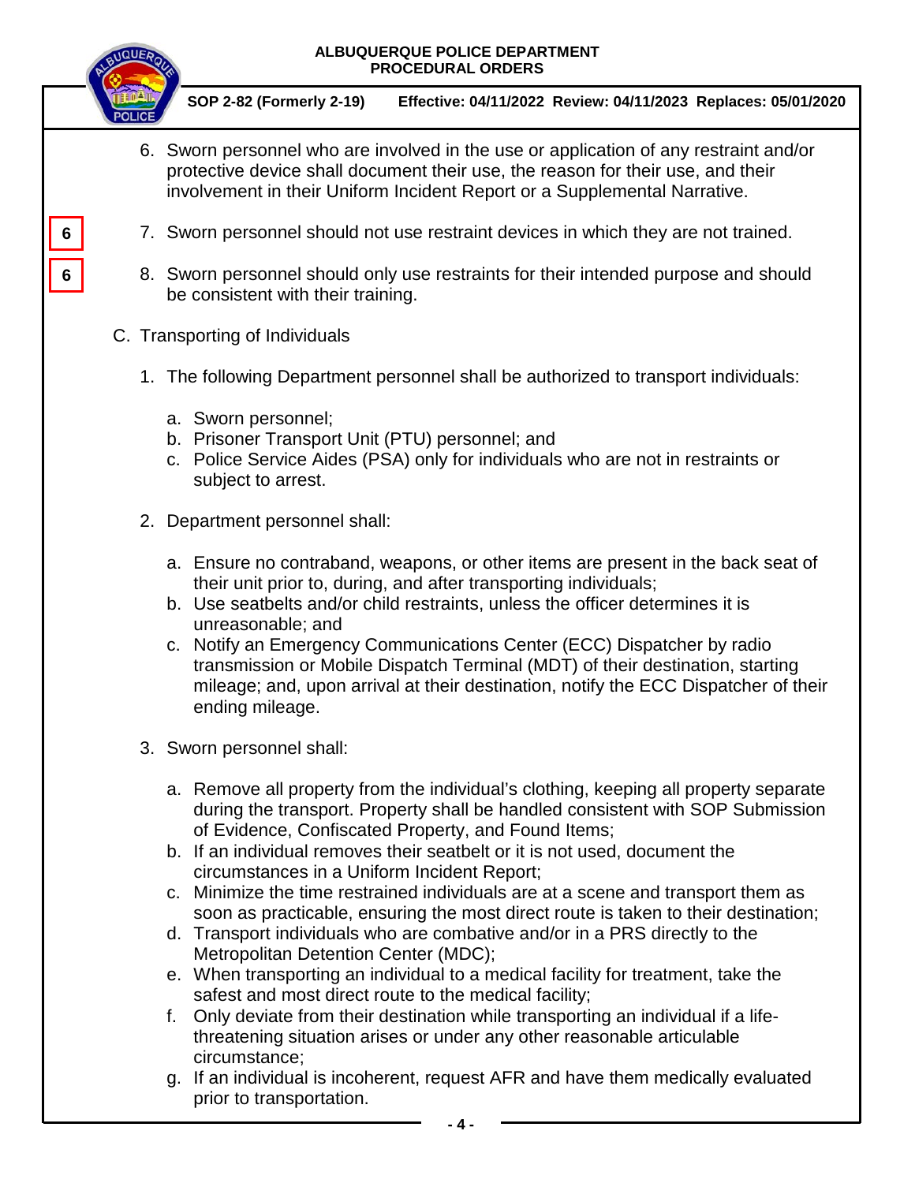6. Sworn personnel who are involved in the use or application of any restraint and/or protective device shall document their use, the reason for their use, and their involvement in their Uniform Incident Report or a Supplemental Narrative.

6 7. Sworn personnel should not use restraint devices in which they are not trained.

6 8. Sworn personnel should only use restraints for their intended purpose and should be consistent with their training.

C. Transporting of Individuals

1. The following Department personnel shall be authorized to transport individuals:

   a. Sworn personnel;
   b. Prisoner Transport Unit (PTU) personnel; and
   c. Police Service Aides (PSA) only for individuals who are not in restraints or subject to arrest.

2. Department personnel shall:

   a. Ensure no contraband, weapons, or other items are present in the back seat of their unit prior to, during, and after transporting individuals;
   b. Use seatbelts and/or child restraints, unless the officer determines it is unreasonable; and
   c. Notify an Emergency Communications Center (ECC) Dispatcher by radio transmission or Mobile Dispatch Terminal (MDT) of their destination, starting mileage; and, upon arrival at their destination, notify the ECC Dispatcher of their ending mileage.

3. Sworn personnel shall:

   a. Remove all property from the individual's clothing, keeping all property separate during the transport. Property shall be handled consistent with SOP Submission of Evidence, Confiscated Property, and Found Items;
   b. If an individual removes their seatbelt or it is not used, document the circumstances in a Uniform Incident Report;
   c. Minimize the time restrained individuals are at a scene and transport them as soon as practicable, ensuring the most direct route is taken to their destination;
   d. Transport individuals who are combative and/or in a PRS directly to the Metropolitan Detention Center (MDC);
   e. When transporting an individual to a medical facility for treatment, take the safest and most direct route to the medical facility;
   f. Only deviate from their destination while transporting an individual if a life-threatening situation arises or under any other reasonable articulable circumstance;
   g. If an individual is incoherent, request AFR and have them medically evaluated prior to transportation.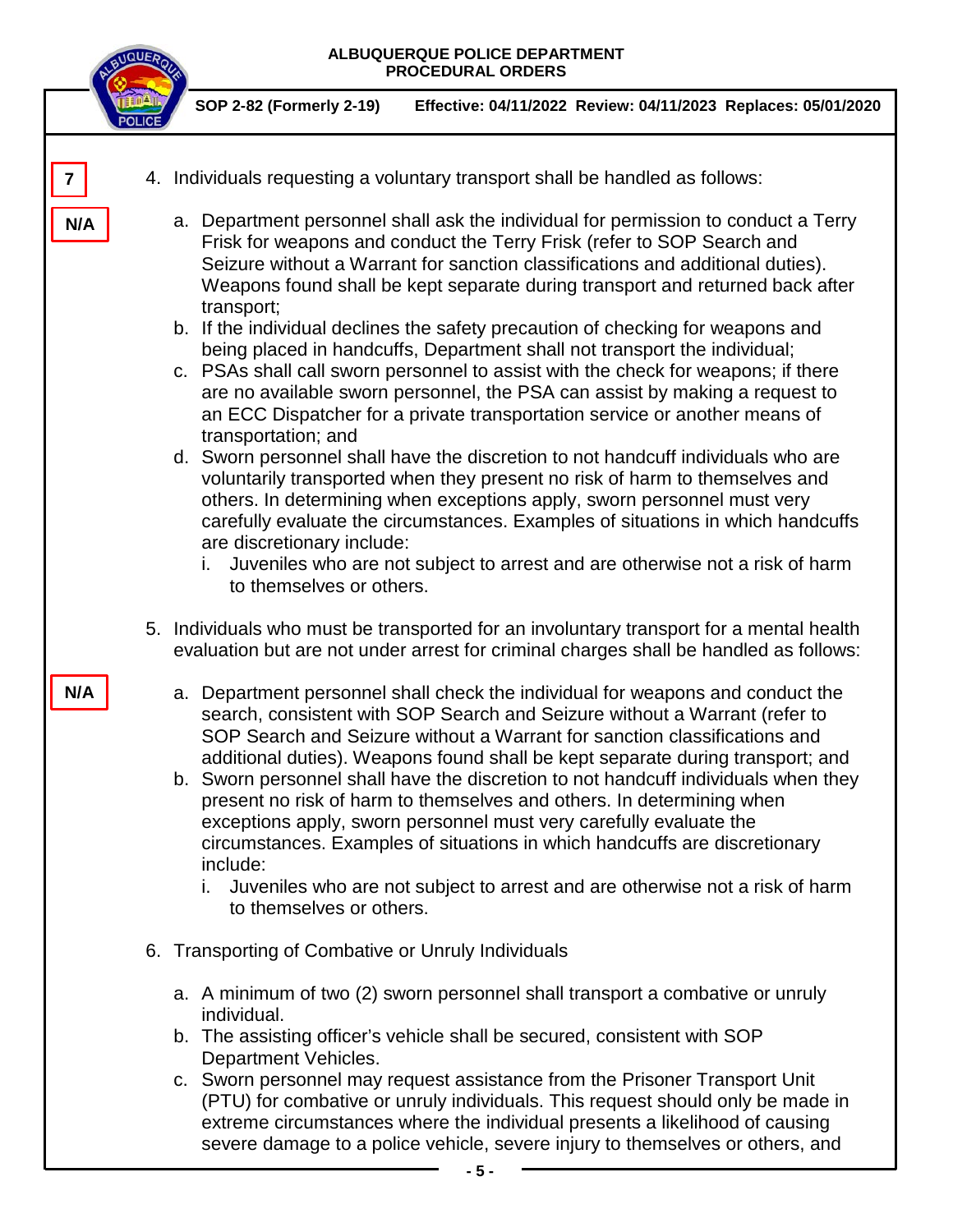7

4. Individuals requesting a voluntary transport shall be handled as follows:

N/A

   a. Department personnel shall ask the individual for permission to conduct a Terry Frisk for weapons and conduct the Terry Frisk (refer to SOP Search and Seizure without a Warrant for sanction classifications and additional duties). Weapons found shall be kept separate during transport and returned back after transport;
   b. If the individual declines the safety precaution of checking for weapons and being placed in handcuffs, Department personnel shall not transport the individual;
   c. PSAs shall call sworn personnel to assist with the check for weapons; if there are no available sworn personnel, the PSA can assist by making a request to an ECC Dispatcher for a private transportation service or another means of transportation; and
   d. Sworn personnel shall have the discretion to not handcuff individuals who are voluntarily transported when they present no risk of harm to themselves and others. In determining when exceptions apply, sworn personnel must very carefully evaluate the circumstances. Examples of situations in which handcuffs are discretionary include:
      i. Juveniles who are not subject to arrest and are otherwise not a risk of harm to themselves or others.

5. Individuals who must be transported for an involuntary transport for a mental health evaluation but are not under arrest for criminal charges shall be handled as follows:

N/A

   a. Department personnel shall check the individual for weapons and conduct the search, consistent with SOP Search and Seizure without a Warrant (refer to SOP Search and Seizure without a Warrant for sanction classifications and additional duties). Weapons found shall be kept separate during transport; and
   b. Sworn personnel shall have the discretion to not handcuff individuals when they present no risk of harm to themselves and others. In determining when exceptions apply, sworn personnel must very carefully evaluate the circumstances. Examples of situations in which handcuffs are discretionary include:
      i. Juveniles who are not subject to arrest and are otherwise not a risk of harm to themselves or others.

6. Transporting of Combative or Unruly Individuals

   a. A minimum of two (2) sworn personnel shall transport a combative or unruly individual.
   b. The assisting officer's vehicle shall be secured, consistent with SOP Department Vehicles.
   c. Sworn personnel may request assistance from the Prisoner Transport Unit (PTU) for combative or unruly individuals. This request should only be made in extreme circumstances where the individual presents a likelihood of causing severe damage to a police vehicle, severe injury to themselves or others, and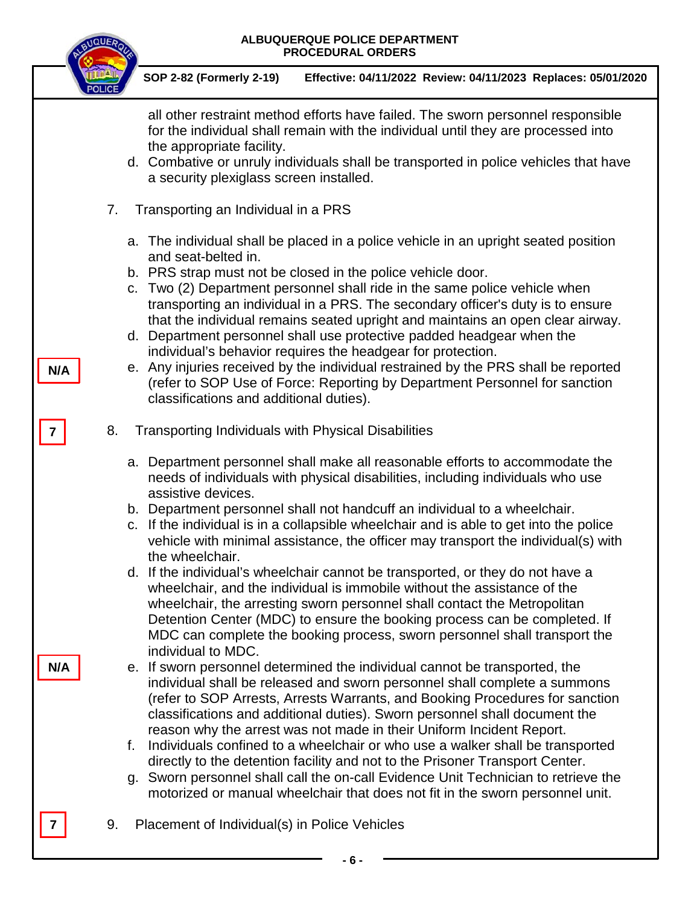all other restraint method efforts have failed. The sworn personnel responsible for the individual shall remain with the individual until they are processed into the appropriate facility.

d. Combative or unruly individuals shall be transported in police vehicles that have a security plexiglass screen installed.

7. Transporting an Individual in a PRS

a. The individual shall be placed in a police vehicle in an upright seated position and seat-belted in.
b. PRS strap must not be closed in the police vehicle door.
c. Two (2) Department personnel shall ride in the same police vehicle when transporting an individual in a PRS. The secondary officer's duty is to ensure that the individual remains seated upright and maintains an open clear airway.
d. Department personnel shall use protective padded headgear when the individual's behavior requires the headgear for protection.

N/A

e. Any injuries received by the individual restrained by the PRS shall be reported (refer to SOP Use of Force: Reporting by Department Personnel for sanction classifications and additional duties).

7

8. Transporting Individuals with Physical Disabilities

a. Department personnel shall make all reasonable efforts to accommodate the needs of individuals with physical disabilities, including individuals who use assistive devices.
b. Department personnel shall not handcuff an individual to a wheelchair.
c. If the individual is in a collapsible wheelchair and is able to get into the police vehicle with minimal assistance, the officer may transport the individual(s) with the wheelchair.
d. If the individual's wheelchair cannot be transported, or they do not have a wheelchair, and the individual is immobile without the assistance of the wheelchair, the arresting sworn personnel shall contact the Metropolitan Detention Center (MDC) to ensure the booking process can be completed. If MDC can complete the booking process, sworn personnel shall transport the individual to MDC.

N/A

e. If sworn personnel determined the individual cannot be transported, the individual shall be released and sworn personnel shall complete a summons (refer to SOP Arrests, Arrests Warrants, and Booking Procedures for sanction classifications and additional duties). Sworn personnel shall document the reason why the arrest was not made in their Uniform Incident Report.
f. Individuals confined to a wheelchair or who use a walker shall be transported directly to the detention facility and not to the Prisoner Transport Center.
g. Sworn personnel shall call the on-call Evidence Unit Technician to retrieve the motorized or manual wheelchair that does not fit in the sworn personnel unit.

7

9. Placement of Individual(s) in Police Vehicles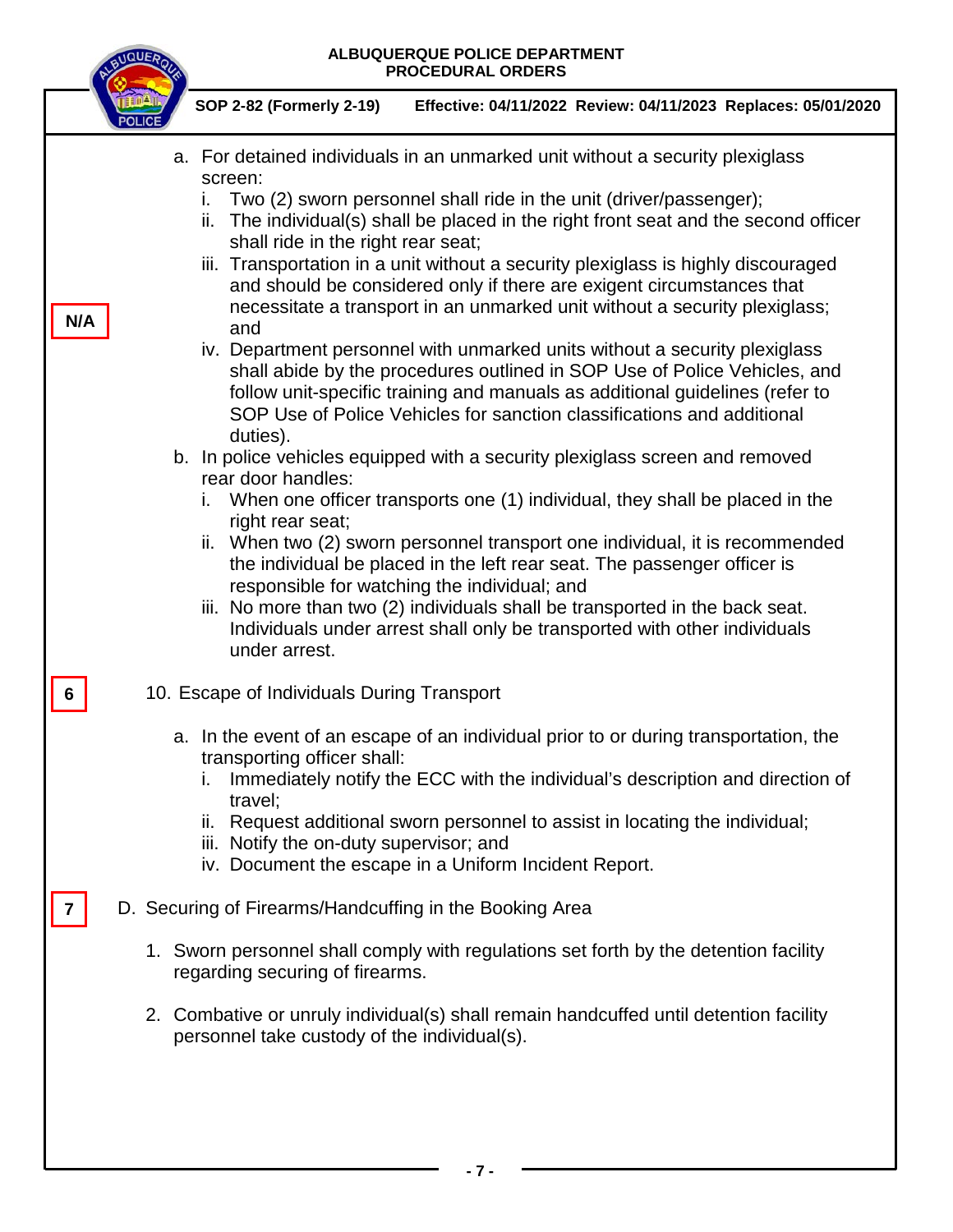N/A

a. For detained individuals in an unmarked unit without a security plexiglass screen:
   i. Two (2) sworn personnel shall ride in the unit (driver/passenger);
   ii. The individual(s) shall be placed in the right front seat and the second officer shall ride in the right rear seat;
   iii. Transportation in a unit without a security plexiglass is highly discouraged and should be considered only if there are exigent circumstances that necessitate a transport in an unmarked unit without a security plexiglass; and
   iv. Department personnel with unmarked units without a security plexiglass shall abide by the procedures outlined in SOP Use of Police Vehicles, and follow unit-specific training and manuals as additional guidelines (refer to SOP Use of Police Vehicles for sanction classifications and additional duties).

b. In police vehicles equipped with a security plexiglass screen and removed rear door handles:
   i. When one officer transports one (1) individual, they shall be placed in the right rear seat;
   ii. When two (2) sworn personnel transport one individual, it is recommended the individual be placed in the left rear seat. The passenger officer is responsible for watching the individual; and
   iii. No more than two (2) individuals shall be transported in the back seat. Individuals under arrest shall only be transported with other individuals under arrest.

6

10. Escape of Individuals During Transport

a. In the event of an escape of an individual prior to or during transportation, the transporting officer shall:
   i. Immediately notify the ECC with the individual's description and direction of travel;
   ii. Request additional sworn personnel to assist in locating the individual;
   iii. Notify the on-duty supervisor; and
   iv. Document the escape in a Uniform Incident Report.

7

D. Securing of Firearms/Handcuffing in the Booking Area

1. Sworn personnel shall comply with regulations set forth by the detention facility regarding securing of firearms.

2. Combative or unruly individual(s) shall remain handcuffed until detention facility personnel take custody of the individual(s).